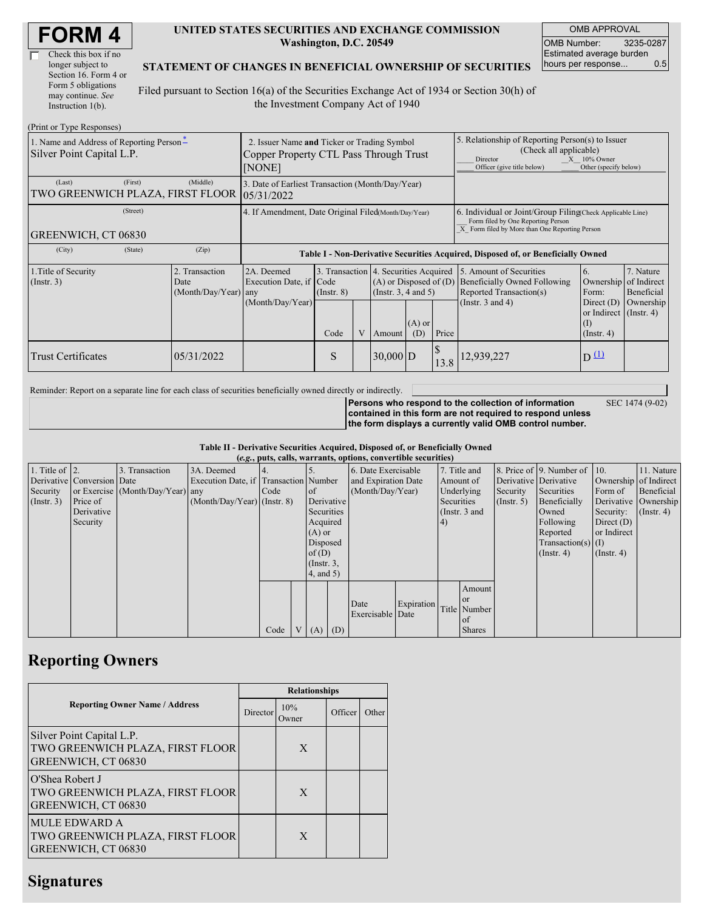# FORM 4

☐ Check this box if no longer subject to Section 16. Form 4 or Form 5 obligations may continue. *See* Instruction 1(b).

**UNITED STATES SECURITIES AND EXCHANGE COMMISSION**
**Washington, D.C. 20549**

**STATEMENT OF CHANGES IN BENEFICIAL OWNERSHIP OF SECURITIES**

Filed pursuant to Section 16(a) of the Securities Exchange Act of 1934 or Section 30(h) of the Investment Company Act of 1940

| OMB APPROVAL | |
|---|---|
| OMB Number: | 3235-0287 |
| Estimated average burden hours per response... | 0.5 |

(Print or Type Responses)

| 1. Name and Address of Reporting Person* | 2. Issuer Name and Ticker or Trading Symbol | 5. Relationship of Reporting Person(s) to Issuer (Check all applicable) |
|---|---|---|
| Silver Point Capital L.P. | Copper Property CTL Pass Through Trust [NONE] | ___ Director _X_ 10% Owner ___ Officer (give title below) ___ Other (specify below) |
| (Last) (First) (Middle) TWO GREENWICH PLAZA, FIRST FLOOR | 3. Date of Earliest Transaction (Month/Day/Year) 05/31/2022 | |
| (Street) GREENWICH, CT 06830 | 4. If Amendment, Date Original Filed(Month/Day/Year) | 6. Individual or Joint/Group Filing(Check Applicable Line) ___ Form filed by One Reporting Person _X_ Form filed by More than One Reporting Person |
| (City) (State) (Zip) | | |

**Table I - Non-Derivative Securities Acquired, Disposed of, or Beneficially Owned**

| 1.Title of Security (Instr. 3) | 2. Transaction Date (Month/Day/Year) | 2A. Deemed Execution Date, if any (Month/Day/Year) | 3. Transaction Code (Instr. 8) | | 4. Securities Acquired (A) or Disposed of (D) (Instr. 3, 4 and 5) | | | 5. Amount of Securities Beneficially Owned Following Reported Transaction(s) (Instr. 3 and 4) | 6. Ownership Form: Direct (D) or Indirect (I) (Instr. 4) | 7. Nature of Indirect Beneficial Ownership (Instr. 4) |
|---|---|---|---|---|---|---|---|---|---|---|
| | | | Code | V | Amount | (A) or (D) | Price | | | |
| Trust Certificates | 05/31/2022 | | S | | 30,000 | D | $ 13.8 | 12,939,227 | D [(1)](#) | |

Reminder: Report on a separate line for each class of securities beneficially owned directly or indirectly.

**Persons who respond to the collection of information contained in this form are not required to respond unless the form displays a currently valid OMB control number.** SEC 1474 (9-02)

**Table II - Derivative Securities Acquired, Disposed of, or Beneficially Owned**
***(e.g., puts, calls, warrants, options, convertible securities)***

| 1. Title of Derivative Security (Instr. 3) | 2. Conversion or Exercise Price of Derivative Security | 3. Transaction Date (Month/Day/Year) | 3A. Deemed Execution Date, if any (Month/Day/Year) | 4. Transaction Code (Instr. 8) | | 5. Number of Derivative Securities Acquired (A) or Disposed of (D) (Instr. 3, 4, and 5) | | 6. Date Exercisable and Expiration Date (Month/Day/Year) | | 7. Title and Amount of Underlying Securities (Instr. 3 and 4) | | 8. Price of Derivative Security (Instr. 5) | 9. Number of Derivative Securities Beneficially Owned Following Reported Transaction(s) (Instr. 4) | 10. Ownership Form of Derivative Security: Direct (D) or Indirect (I) (Instr. 4) | 11. Nature of Indirect Beneficial Ownership (Instr. 4) |
|---|---|---|---|---|---|---|---|---|---|---|---|---|---|---|---|
| | | | | Code | V | (A) | (D) | Date Exercisable | Expiration Date | Title | Amount or Number of Shares | | | | |

## Reporting Owners

| Reporting Owner Name / Address | Relationships | | | |
|---|---|---|---|---|
| | Director | 10% Owner | Officer | Other |
| Silver Point Capital L.P. TWO GREENWICH PLAZA, FIRST FLOOR GREENWICH, CT 06830 | | X | | |
| O'Shea Robert J TWO GREENWICH PLAZA, FIRST FLOOR GREENWICH, CT 06830 | | X | | |
| MULE EDWARD A TWO GREENWICH PLAZA, FIRST FLOOR GREENWICH, CT 06830 | | X | | |

## Signatures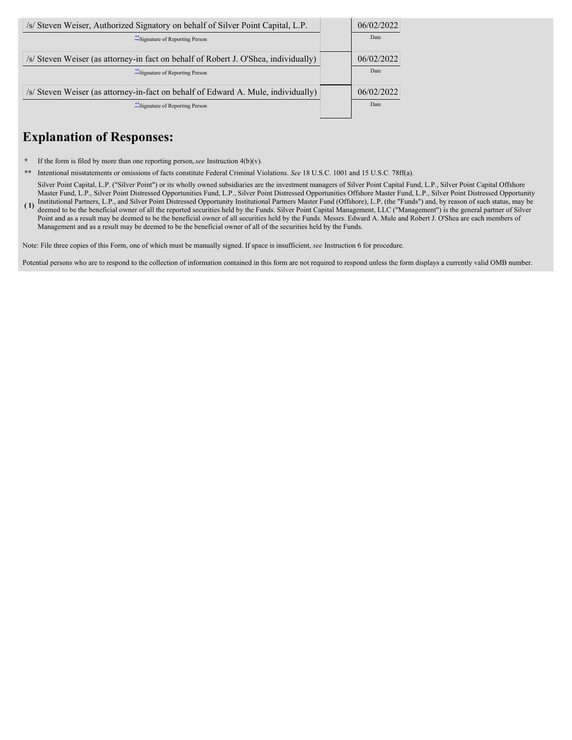| | |
|---|---|
| /s/ Steven Weiser, Authorized Signatory on behalf of Silver Point Capital, L.P. | 06/02/2022 |
| ** Signature of Reporting Person | Date |
| /s/ Steven Weiser (as attorney-in fact on behalf of Robert J. O'Shea, individually) | 06/02/2022 |
| ** Signature of Reporting Person | Date |
| /s/ Steven Weiser (as attorney-in-fact on behalf of Edward A. Mule, individually) | 06/02/2022 |
| ** Signature of Reporting Person | Date |

## Explanation of Responses:

\* If the form is filed by more than one reporting person, *see* Instruction 4(b)(v).

** Intentional misstatements or omissions of facts constitute Federal Criminal Violations. *See* 18 U.S.C. 1001 and 15 U.S.C. 78ff(a).

(1) Silver Point Capital, L.P. ("Silver Point") or its wholly owned subsidiaries are the investment managers of Silver Point Capital Fund, L.P., Silver Point Capital Offshore Master Fund, L.P., Silver Point Distressed Opportunities Fund, L.P., Silver Point Distressed Opportunities Offshore Master Fund, L.P., Silver Point Distressed Opportunity Institutional Partners, L.P., and Silver Point Distressed Opportunity Institutional Partners Master Fund (Offshore), L.P. (the "Funds") and, by reason of such status, may be deemed to be the beneficial owner of all the reported securities held by the Funds. Silver Point Capital Management, LLC ("Management") is the general partner of Silver Point and as a result may be deemed to be the beneficial owner of all securities held by the Funds. Messrs. Edward A. Mule and Robert J. O'Shea are each members of Management and as a result may be deemed to be the beneficial owner of all of the securities held by the Funds.

Note: File three copies of this Form, one of which must be manually signed. If space is insufficient, *see* Instruction 6 for procedure.

Potential persons who are to respond to the collection of information contained in this form are not required to respond unless the form displays a currently valid OMB number.